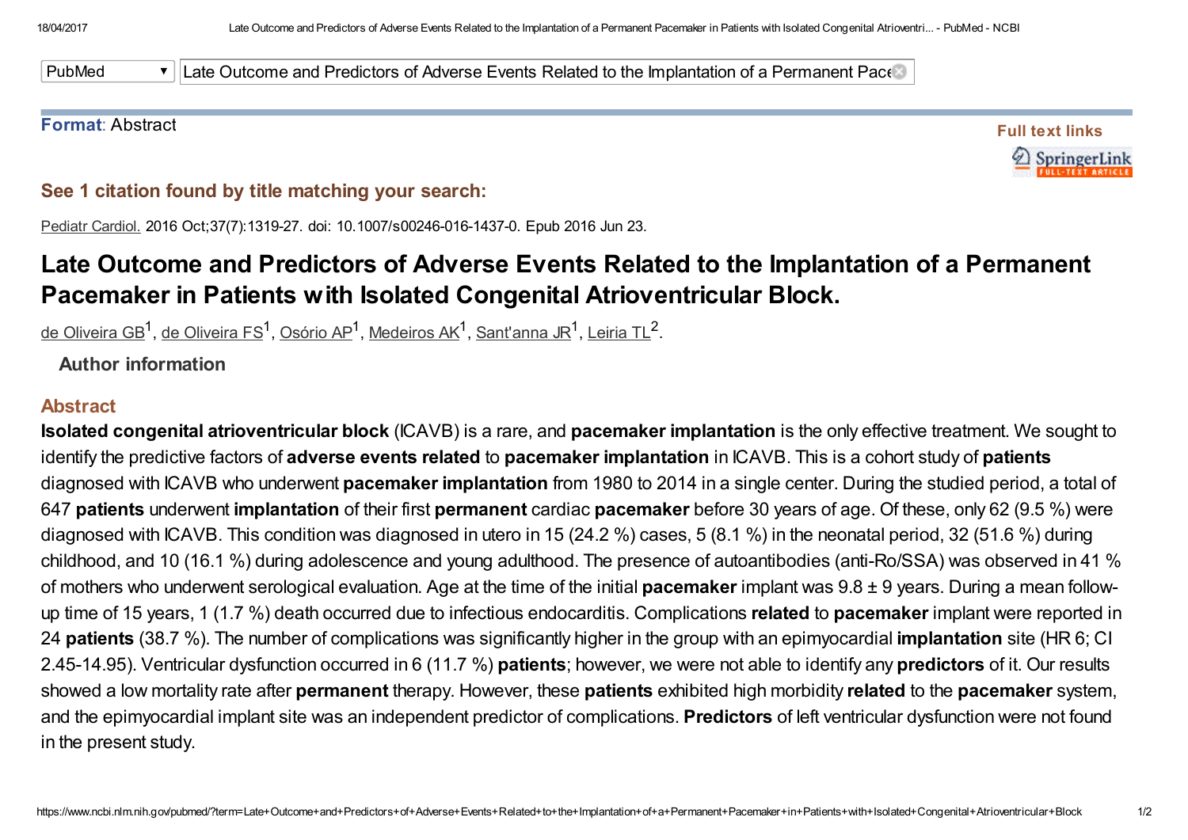PubMed | Late Outcome and Predictors of Adverse Events Related to the Implantation of a Permanent Pace

**Format**: Abstract

**Full text links**

**See 1 citation found by title matching your search:**

Pediatr Cardiol. 2016 Oct;37(7):1319-27. doi: 10.1007/s00246-016-1437-0. Epub 2016 Jun 23.

# Late Outcome and Predictors of Adverse Events Related to the Implantation of a Permanent Pacemaker in Patients with Isolated Congenital Atrioventricular Block.

de Oliveira GB[1], de Oliveira FS[1], Osório AP[1], Medeiros AK[1], Sant'anna JR[1], Leiria TL[2].

**Author information**

## Abstract

**Isolated congenital atrioventricular block** (ICAVB) is a rare, and **pacemaker implantation** is the only effective treatment. We sought to identify the predictive factors of **adverse events related** to **pacemaker implantation** in ICAVB. This is a cohort study of **patients** diagnosed with ICAVB who underwent **pacemaker implantation** from 1980 to 2014 in a single center. During the studied period, a total of 647 **patients** underwent **implantation** of their first **permanent** cardiac **pacemaker** before 30 years of age. Of these, only 62 (9.5 %) were diagnosed with ICAVB. This condition was diagnosed in utero in 15 (24.2 %) cases, 5 (8.1 %) in the neonatal period, 32 (51.6 %) during childhood, and 10 (16.1 %) during adolescence and young adulthood. The presence of autoantibodies (anti-Ro/SSA) was observed in 41 % of mothers who underwent serological evaluation. Age at the time of the initial **pacemaker** implant was 9.8 ± 9 years. During a mean follow-up time of 15 years, 1 (1.7 %) death occurred due to infectious endocarditis. Complications **related** to **pacemaker** implant were reported in 24 **patients** (38.7 %). The number of complications was significantly higher in the group with an epimyocardial **implantation** site (HR 6; CI 2.45-14.95). Ventricular dysfunction occurred in 6 (11.7 %) **patients**; however, we were not able to identify any **predictors** of it. Our results showed a low mortality rate after **permanent** therapy. However, these **patients** exhibited high morbidity **related** to the **pacemaker** system, and the epimyocardial implant site was an independent predictor of complications. **Predictors** of left ventricular dysfunction were not found in the present study.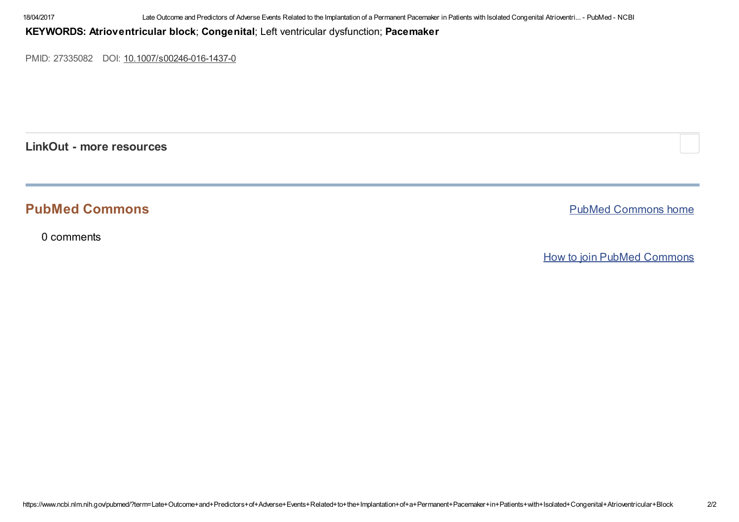**KEYWORDS: Atrioventricular block**; **Congenital**; Left ventricular dysfunction; **Pacemaker**

PMID: 27335082 DOI: 10.1007/s00246-016-1437-0

## LinkOut - more resources

## PubMed Commons

PubMed Commons home

0 comments

How to join PubMed Commons